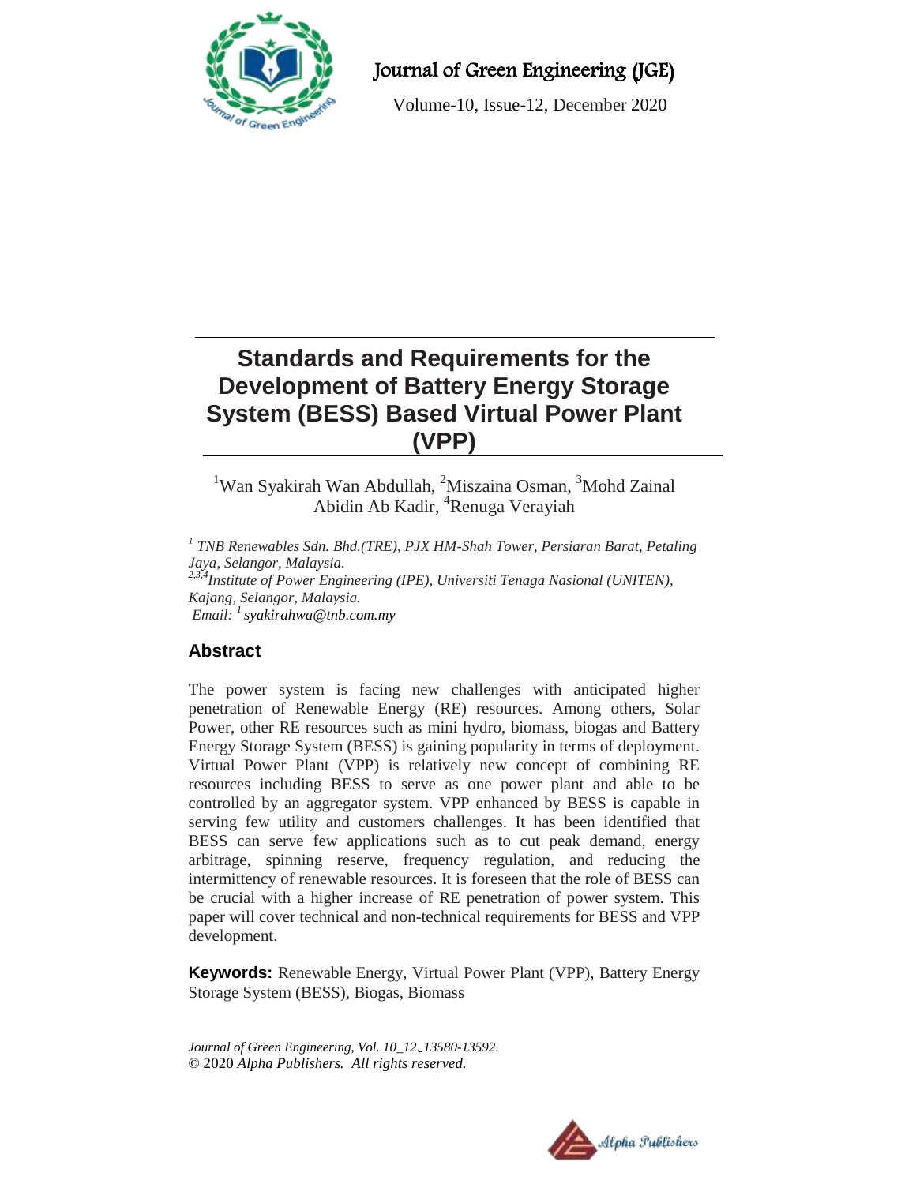# Standards and Requirements for the Development of Battery Energy Storage System (BESS) Based Virtual Power Plant (VPP)

[1]Wan Syakirah Wan Abdullah, [2]Miszaina Osman, [3]Mohd Zainal Abidin Ab Kadir, [4]Renuga Verayiah

*[1] TNB Renewables Sdn. Bhd.(TRE), PJX HM-Shah Tower, Persiaran Barat, Petaling Jaya, Selangor, Malaysia.*
*[2,3,4]Institute of Power Engineering (IPE), Universiti Tenaga Nasional (UNITEN), Kajang, Selangor, Malaysia.*
*Email: [1] syakirahwa@tnb.com.my*

## Abstract

The power system is facing new challenges with anticipated higher penetration of Renewable Energy (RE) resources. Among others, Solar Power, other RE resources such as mini hydro, biomass, biogas and Battery Energy Storage System (BESS) is gaining popularity in terms of deployment. Virtual Power Plant (VPP) is relatively new concept of combining RE resources including BESS to serve as one power plant and able to be controlled by an aggregator system. VPP enhanced by BESS is capable in serving few utility and customers challenges. It has been identified that BESS can serve few applications such as to cut peak demand, energy arbitrage, spinning reserve, frequency regulation, and reducing the intermittency of renewable resources. It is foreseen that the role of BESS can be crucial with a higher increase of RE penetration of power system. This paper will cover technical and non-technical requirements for BESS and VPP development.

**Keywords:** Renewable Energy, Virtual Power Plant (VPP), Battery Energy Storage System (BESS), Biogas, Biomass

*Journal of Green Engineering, Vol. 10_12*‿*13580-13592.*
© 2020 *Alpha Publishers. All rights reserved.*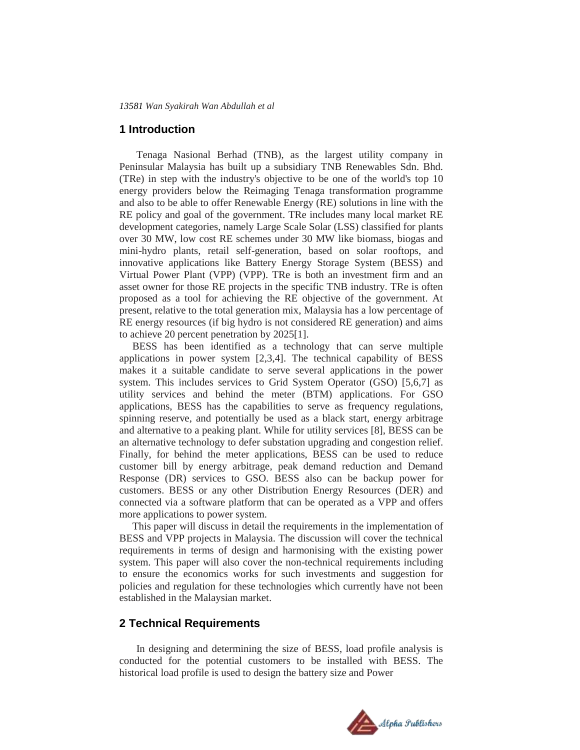## 1 Introduction

Tenaga Nasional Berhad (TNB), as the largest utility company in Peninsular Malaysia has built up a subsidiary TNB Renewables Sdn. Bhd. (TRe) in step with the industry's objective to be one of the world's top 10 energy providers below the Reimaging Tenaga transformation programme and also to be able to offer Renewable Energy (RE) solutions in line with the RE policy and goal of the government. TRe includes many local market RE development categories, namely Large Scale Solar (LSS) classified for plants over 30 MW, low cost RE schemes under 30 MW like biomass, biogas and mini-hydro plants, retail self-generation, based on solar rooftops, and innovative applications like Battery Energy Storage System (BESS) and Virtual Power Plant (VPP) (VPP). TRe is both an investment firm and an asset owner for those RE projects in the specific TNB industry. TRe is often proposed as a tool for achieving the RE objective of the government. At present, relative to the total generation mix, Malaysia has a low percentage of RE energy resources (if big hydro is not considered RE generation) and aims to achieve 20 percent penetration by 2025[1].

BESS has been identified as a technology that can serve multiple applications in power system [2,3,4]. The technical capability of BESS makes it a suitable candidate to serve several applications in the power system. This includes services to Grid System Operator (GSO) [5,6,7] as utility services and behind the meter (BTM) applications. For GSO applications, BESS has the capabilities to serve as frequency regulations, spinning reserve, and potentially be used as a black start, energy arbitrage and alternative to a peaking plant. While for utility services [8], BESS can be an alternative technology to defer substation upgrading and congestion relief. Finally, for behind the meter applications, BESS can be used to reduce customer bill by energy arbitrage, peak demand reduction and Demand Response (DR) services to GSO. BESS also can be backup power for customers. BESS or any other Distribution Energy Resources (DER) and connected via a software platform that can be operated as a VPP and offers more applications to power system.

This paper will discuss in detail the requirements in the implementation of BESS and VPP projects in Malaysia. The discussion will cover the technical requirements in terms of design and harmonising with the existing power system. This paper will also cover the non-technical requirements including to ensure the economics works for such investments and suggestion for policies and regulation for these technologies which currently have not been established in the Malaysian market.

## 2 Technical Requirements

In designing and determining the size of BESS, load profile analysis is conducted for the potential customers to be installed with BESS. The historical load profile is used to design the battery size and Power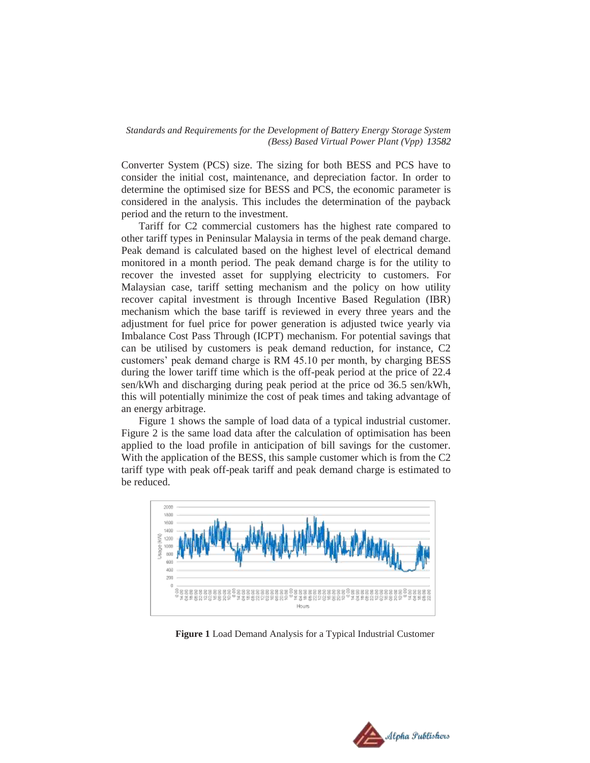Converter System (PCS) size. The sizing for both BESS and PCS have to consider the initial cost, maintenance, and depreciation factor. In order to determine the optimised size for BESS and PCS, the economic parameter is considered in the analysis. This includes the determination of the payback period and the return to the investment.

Tariff for C2 commercial customers has the highest rate compared to other tariff types in Peninsular Malaysia in terms of the peak demand charge. Peak demand is calculated based on the highest level of electrical demand monitored in a month period. The peak demand charge is for the utility to recover the invested asset for supplying electricity to customers. For Malaysian case, tariff setting mechanism and the policy on how utility recover capital investment is through Incentive Based Regulation (IBR) mechanism which the base tariff is reviewed in every three years and the adjustment for fuel price for power generation is adjusted twice yearly via Imbalance Cost Pass Through (ICPT) mechanism. For potential savings that can be utilised by customers is peak demand reduction, for instance, C2 customers' peak demand charge is RM 45.10 per month, by charging BESS during the lower tariff time which is the off-peak period at the price of 22.4 sen/kWh and discharging during peak period at the price od 36.5 sen/kWh, this will potentially minimize the cost of peak times and taking advantage of an energy arbitrage.

Figure 1 shows the sample of load data of a typical industrial customer. Figure 2 is the same load data after the calculation of optimisation has been applied to the load profile in anticipation of bill savings for the customer. With the application of the BESS, this sample customer which is from the C2 tariff type with peak off-peak tariff and peak demand charge is estimated to be reduced.

**Figure 1** Load Demand Analysis for a Typical Industrial Customer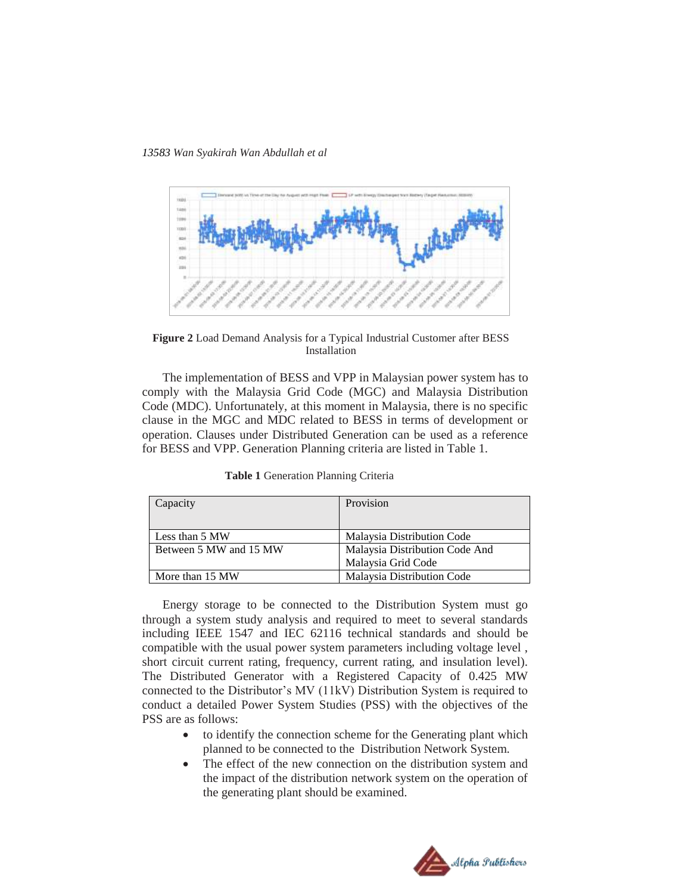**Figure 2** Load Demand Analysis for a Typical Industrial Customer after BESS Installation

The implementation of BESS and VPP in Malaysian power system has to comply with the Malaysia Grid Code (MGC) and Malaysia Distribution Code (MDC). Unfortunately, at this moment in Malaysia, there is no specific clause in the MGC and MDC related to BESS in terms of development or operation. Clauses under Distributed Generation can be used as a reference for BESS and VPP. Generation Planning criteria are listed in Table 1.

**Table 1** Generation Planning Criteria

| Capacity | Provision |
|---|---|
| Less than 5 MW | Malaysia Distribution Code |
| Between 5 MW and 15 MW | Malaysia Distribution Code And Malaysia Grid Code |
| More than 15 MW | Malaysia Distribution Code |

Energy storage to be connected to the Distribution System must go through a system study analysis and required to meet to several standards including IEEE 1547 and IEC 62116 technical standards and should be compatible with the usual power system parameters including voltage level , short circuit current rating, frequency, current rating, and insulation level). The Distributed Generator with a Registered Capacity of 0.425 MW connected to the Distributor's MV (11kV) Distribution System is required to conduct a detailed Power System Studies (PSS) with the objectives of the PSS are as follows:

- to identify the connection scheme for the Generating plant which planned to be connected to the Distribution Network System.
- The effect of the new connection on the distribution system and the impact of the distribution network system on the operation of the generating plant should be examined.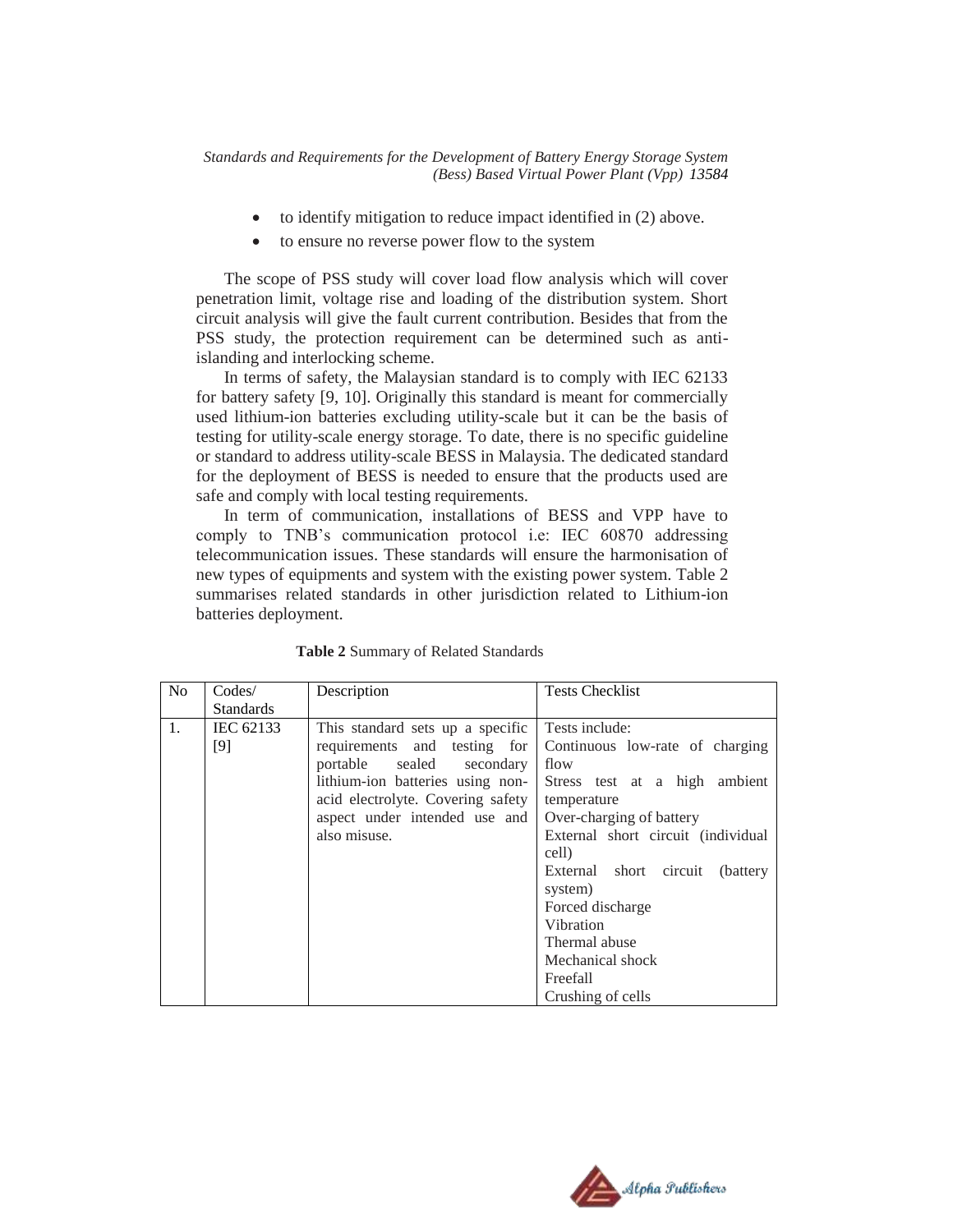- to identify mitigation to reduce impact identified in (2) above.
- to ensure no reverse power flow to the system

The scope of PSS study will cover load flow analysis which will cover penetration limit, voltage rise and loading of the distribution system. Short circuit analysis will give the fault current contribution. Besides that from the PSS study, the protection requirement can be determined such as anti-islanding and interlocking scheme.

In terms of safety, the Malaysian standard is to comply with IEC 62133 for battery safety [9, 10]. Originally this standard is meant for commercially used lithium-ion batteries excluding utility-scale but it can be the basis of testing for utility-scale energy storage. To date, there is no specific guideline or standard to address utility-scale BESS in Malaysia. The dedicated standard for the deployment of BESS is needed to ensure that the products used are safe and comply with local testing requirements.

In term of communication, installations of BESS and VPP have to comply to TNB's communication protocol i.e: IEC 60870 addressing telecommunication issues. These standards will ensure the harmonisation of new types of equipments and system with the existing power system. Table 2 summarises related standards in other jurisdiction related to Lithium-ion batteries deployment.

**Table 2** Summary of Related Standards

| No | Codes/ Standards | Description | Tests Checklist |
|---|---|---|---|
| 1. | IEC 62133 [9] | This standard sets up a specific requirements and testing for portable sealed secondary lithium-ion batteries using non-acid electrolyte. Covering safety aspect under intended use and also misuse. | Tests include:<br>Continuous low-rate of charging flow<br>Stress test at a high ambient temperature<br>Over-charging of battery<br>External short circuit (individual cell)<br>External short circuit (battery system)<br>Forced discharge<br>Vibration<br>Thermal abuse<br>Mechanical shock<br>Freefall<br>Crushing of cells |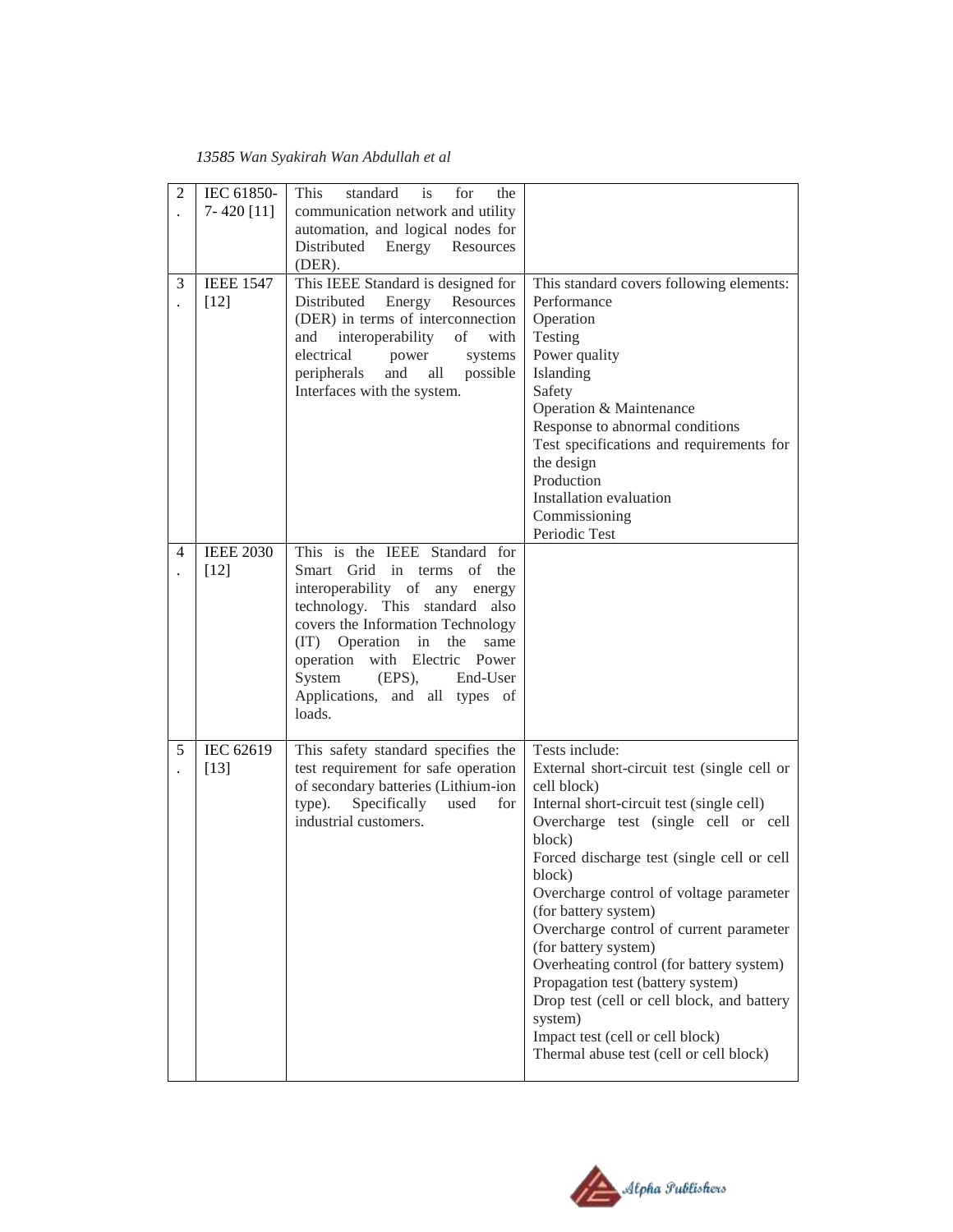| 2. | IEC 61850-7- 420 [11] | This standard is for the communication network and utility automation, and logical nodes for Distributed Energy Resources (DER). | |
|---|---|---|---|
| 3. | IEEE 1547 [12] | This IEEE Standard is designed for Distributed Energy Resources (DER) in terms of interconnection and interoperability of with electrical power systems peripherals and all possible Interfaces with the system. | This standard covers following elements:<br>Performance<br>Operation<br>Testing<br>Power quality<br>Islanding<br>Safety<br>Operation & Maintenance<br>Response to abnormal conditions<br>Test specifications and requirements for the design<br>Production<br>Installation evaluation<br>Commissioning<br>Periodic Test |
| 4. | IEEE 2030 [12] | This is the IEEE Standard for Smart Grid in terms of the interoperability of any energy technology. This standard also covers the Information Technology (IT) Operation in the same operation with Electric Power System (EPS), End-User Applications, and all types of loads. | |
| 5. | IEC 62619 [13] | This safety standard specifies the test requirement for safe operation of secondary batteries (Lithium-ion type). Specifically used for industrial customers. | Tests include:<br>External short-circuit test (single cell or cell block)<br>Internal short-circuit test (single cell)<br>Overcharge test (single cell or cell block)<br>Forced discharge test (single cell or cell block)<br>Overcharge control of voltage parameter (for battery system)<br>Overcharge control of current parameter (for battery system)<br>Overheating control (for battery system)<br>Propagation test (battery system)<br>Drop test (cell or cell block, and battery system)<br>Impact test (cell or cell block)<br>Thermal abuse test (cell or cell block) |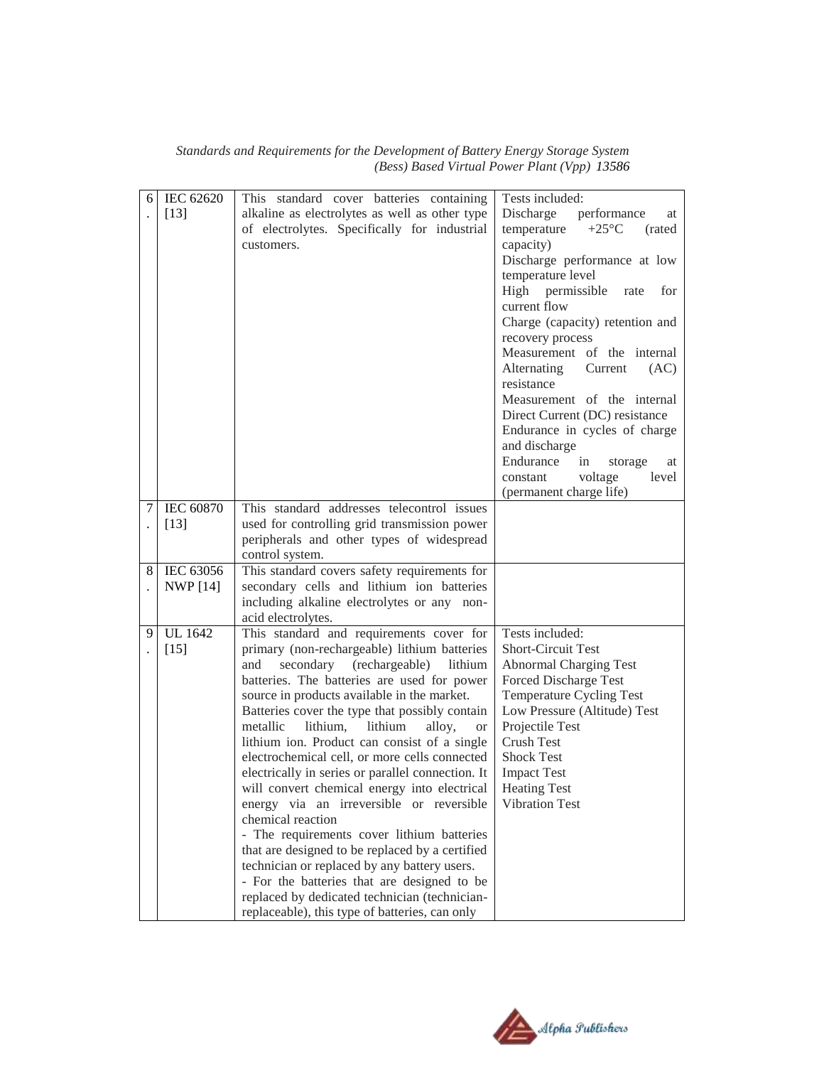| 6. | IEC 62620 [13] | This standard cover batteries containing alkaline as electrolytes as well as other type of electrolytes. Specifically for industrial customers. | Tests included:<br>Discharge performance at temperature +25°C (rated capacity)<br>Discharge performance at low temperature level<br>High permissible rate for current flow<br>Charge (capacity) retention and recovery process<br>Measurement of the internal Alternating Current (AC) resistance<br>Measurement of the internal Direct Current (DC) resistance<br>Endurance in cycles of charge and discharge<br>Endurance in storage at constant voltage level (permanent charge life) |
|---|---|---|---|
| 7. | IEC 60870 [13] | This standard addresses telecontrol issues used for controlling grid transmission power peripherals and other types of widespread control system. | |
| 8. | IEC 63056 NWP [14] | This standard covers safety requirements for secondary cells and lithium ion batteries including alkaline electrolytes or any non-acid electrolytes. | |
| 9. | UL 1642 [15] | This standard and requirements cover for primary (non-rechargeable) lithium batteries and secondary (rechargeable) lithium batteries. The batteries are used for power source in products available in the market. Batteries cover the type that possibly contain metallic lithium, lithium alloy, or lithium ion. Product can consist of a single electrochemical cell, or more cells connected electrically in series or parallel connection. It will convert chemical energy into electrical energy via an irreversible or reversible chemical reaction<br>- The requirements cover lithium batteries that are designed to be replaced by a certified technician or replaced by any battery users.<br>- For the batteries that are designed to be replaced by dedicated technician (technician-replaceable), this type of batteries, can only | Tests included:<br>Short-Circuit Test<br>Abnormal Charging Test<br>Forced Discharge Test<br>Temperature Cycling Test<br>Low Pressure (Altitude) Test<br>Projectile Test<br>Crush Test<br>Shock Test<br>Impact Test<br>Heating Test<br>Vibration Test |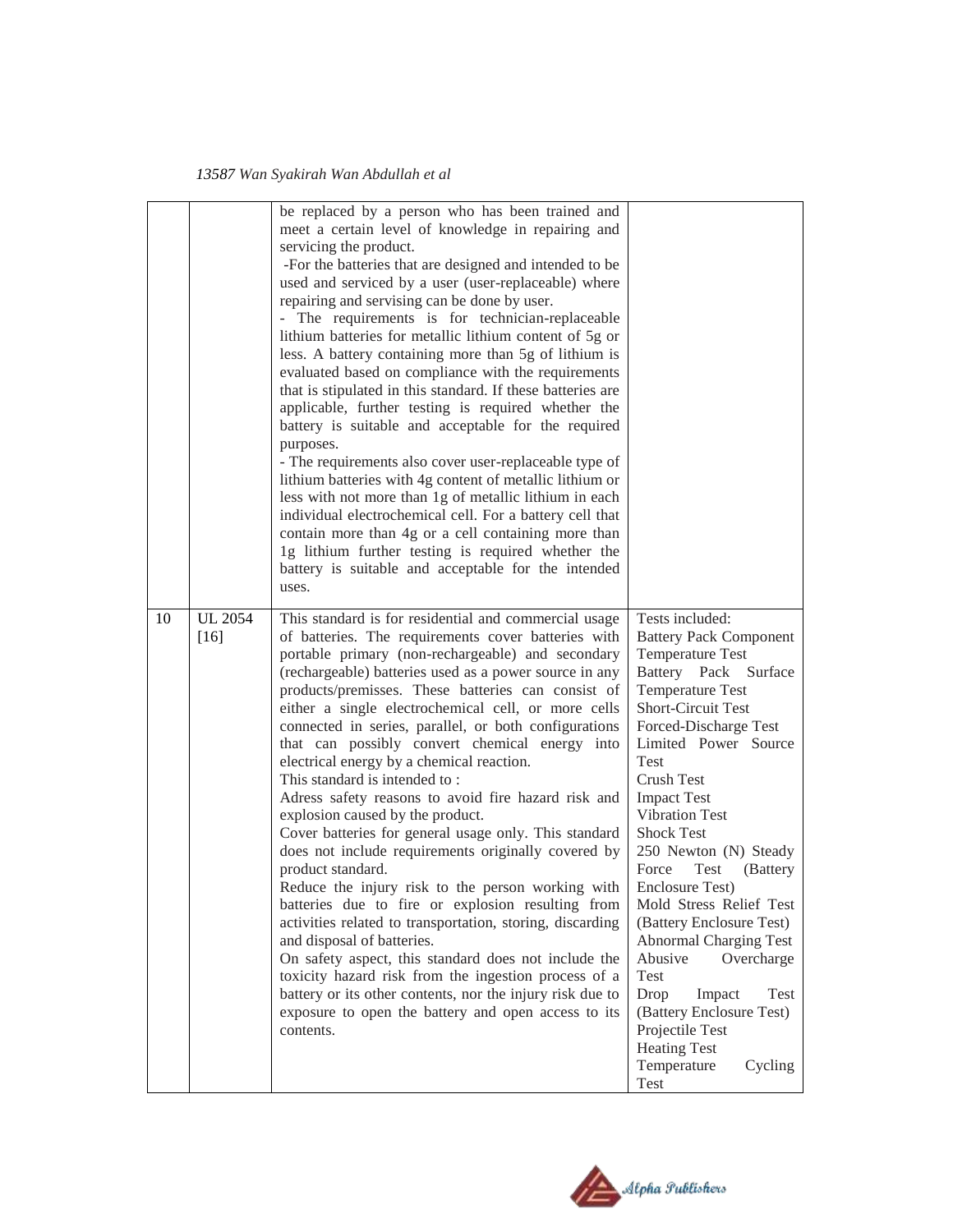| | | | |
|---|---|---|---|
| | | be replaced by a person who has been trained and meet a certain level of knowledge in repairing and servicing the product.<br>-For the batteries that are designed and intended to be used and serviced by a user (user-replaceable) where repairing and servising can be done by user.<br>- The requirements is for technician-replaceable lithium batteries for metallic lithium content of 5g or less. A battery containing more than 5g of lithium is evaluated based on compliance with the requirements that is stipulated in this standard. If these batteries are applicable, further testing is required whether the battery is suitable and acceptable for the required purposes.<br>- The requirements also cover user-replaceable type of lithium batteries with 4g content of metallic lithium or less with not more than 1g of metallic lithium in each individual electrochemical cell. For a battery cell that contain more than 4g or a cell containing more than 1g lithium further testing is required whether the battery is suitable and acceptable for the intended uses. | |
| 10 | UL 2054 [16] | This standard is for residential and commercial usage of batteries. The requirements cover batteries with portable primary (non-rechargeable) and secondary (rechargeable) batteries used as a power source in any products/premisses. These batteries can consist of either a single electrochemical cell, or more cells connected in series, parallel, or both configurations that can possibly convert chemical energy into electrical energy by a chemical reaction.<br>This standard is intended to :<br>Adress safety reasons to avoid fire hazard risk and explosion caused by the product.<br>Cover batteries for general usage only. This standard does not include requirements originally covered by product standard.<br>Reduce the injury risk to the person working with batteries due to fire or explosion resulting from activities related to transportation, storing, discarding and disposal of batteries.<br>On safety aspect, this standard does not include the toxicity hazard risk from the ingestion process of a battery or its other contents, nor the injury risk due to exposure to open the battery and open access to its contents. | Tests included:<br>Battery Pack Component Temperature Test<br>Battery Pack Surface Temperature Test<br>Short-Circuit Test<br>Forced-Discharge Test<br>Limited Power Source Test<br>Crush Test<br>Impact Test<br>Vibration Test<br>Shock Test<br>250 Newton (N) Steady Force Test (Battery Enclosure Test)<br>Mold Stress Relief Test (Battery Enclosure Test)<br>Abnormal Charging Test<br>Abusive Overcharge Test<br>Drop Impact Test (Battery Enclosure Test)<br>Projectile Test<br>Heating Test<br>Temperature Cycling Test |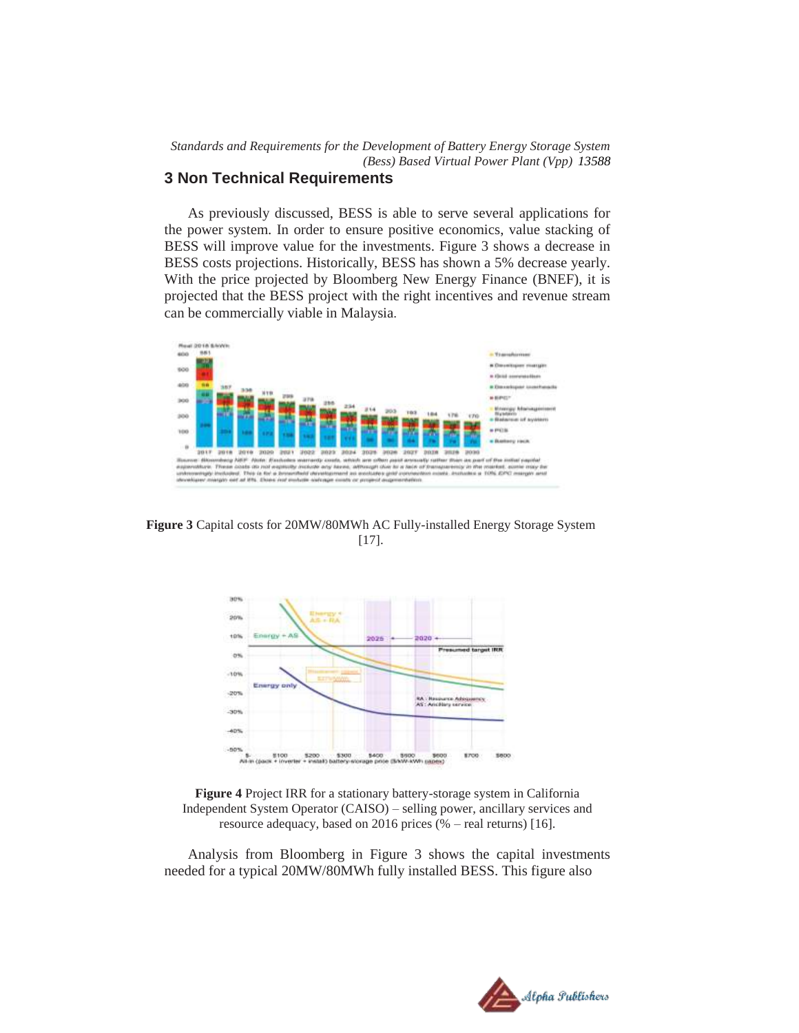## 3 Non Technical Requirements

As previously discussed, BESS is able to serve several applications for the power system. In order to ensure positive economics, value stacking of BESS will improve value for the investments. Figure 3 shows a decrease in BESS costs projections. Historically, BESS has shown a 5% decrease yearly. With the price projected by Bloomberg New Energy Finance (BNEF), it is projected that the BESS project with the right incentives and revenue stream can be commercially viable in Malaysia.

**Figure 3** Capital costs for 20MW/80MWh AC Fully-installed Energy Storage System [17].

**Figure 4** Project IRR for a stationary battery-storage system in California Independent System Operator (CAISO) – selling power, ancillary services and resource adequacy, based on 2016 prices (% – real returns) [16].

Analysis from Bloomberg in Figure 3 shows the capital investments needed for a typical 20MW/80MWh fully installed BESS. This figure also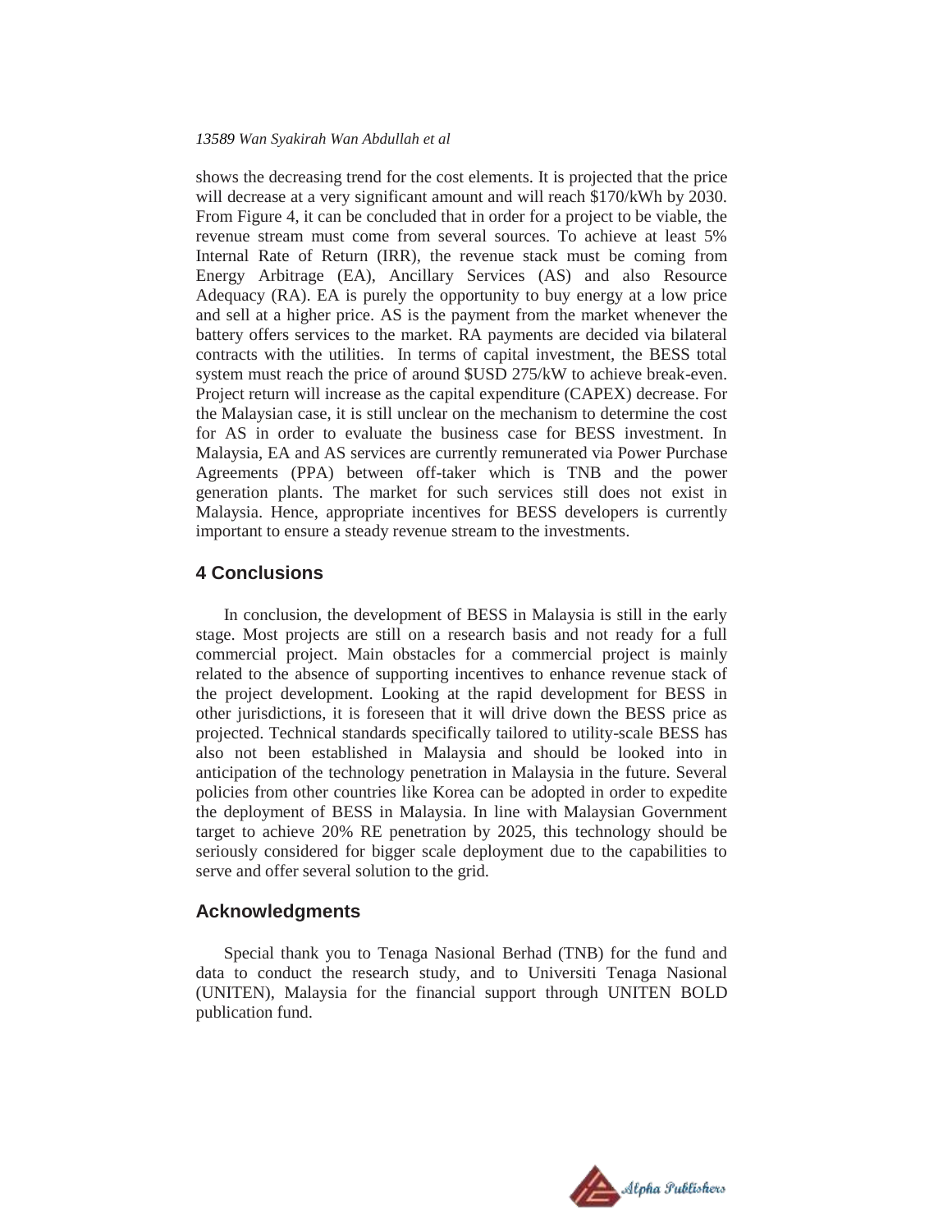shows the decreasing trend for the cost elements. It is projected that the price will decrease at a very significant amount and will reach $170/kWh by 2030. From Figure 4, it can be concluded that in order for a project to be viable, the revenue stream must come from several sources. To achieve at least 5% Internal Rate of Return (IRR), the revenue stack must be coming from Energy Arbitrage (EA), Ancillary Services (AS) and also Resource Adequacy (RA). EA is purely the opportunity to buy energy at a low price and sell at a higher price. AS is the payment from the market whenever the battery offers services to the market. RA payments are decided via bilateral contracts with the utilities. In terms of capital investment, the BESS total system must reach the price of around $USD 275/kW to achieve break-even. Project return will increase as the capital expenditure (CAPEX) decrease. For the Malaysian case, it is still unclear on the mechanism to determine the cost for AS in order to evaluate the business case for BESS investment. In Malaysia, EA and AS services are currently remunerated via Power Purchase Agreements (PPA) between off-taker which is TNB and the power generation plants. The market for such services still does not exist in Malaysia. Hence, appropriate incentives for BESS developers is currently important to ensure a steady revenue stream to the investments.

## 4 Conclusions

In conclusion, the development of BESS in Malaysia is still in the early stage. Most projects are still on a research basis and not ready for a full commercial project. Main obstacles for a commercial project is mainly related to the absence of supporting incentives to enhance revenue stack of the project development. Looking at the rapid development for BESS in other jurisdictions, it is foreseen that it will drive down the BESS price as projected. Technical standards specifically tailored to utility-scale BESS has also not been established in Malaysia and should be looked into in anticipation of the technology penetration in Malaysia in the future. Several policies from other countries like Korea can be adopted in order to expedite the deployment of BESS in Malaysia. In line with Malaysian Government target to achieve 20% RE penetration by 2025, this technology should be seriously considered for bigger scale deployment due to the capabilities to serve and offer several solution to the grid.

## Acknowledgments

Special thank you to Tenaga Nasional Berhad (TNB) for the fund and data to conduct the research study, and to Universiti Tenaga Nasional (UNITEN), Malaysia for the financial support through UNITEN BOLD publication fund.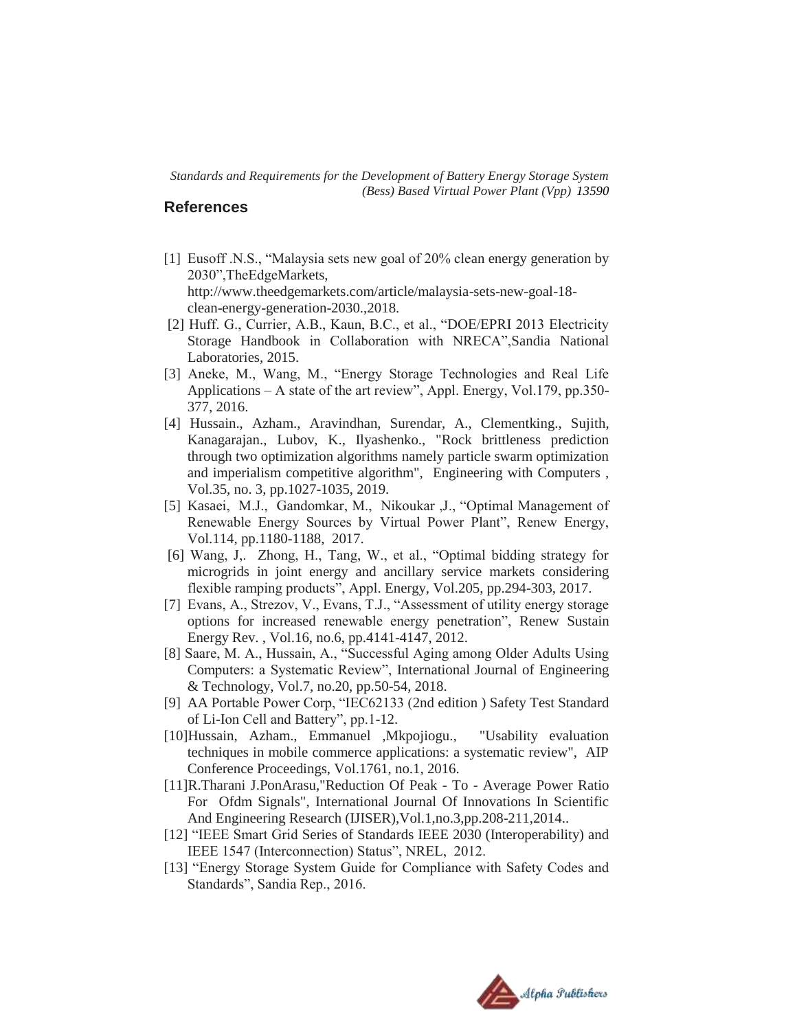## References

[1] Eusoff .N.S., "Malaysia sets new goal of 20% clean energy generation by 2030",TheEdgeMarkets, http://www.theedgemarkets.com/article/malaysia-sets-new-goal-18-clean-energy-generation-2030.,2018.

[2] Huff. G., Currier, A.B., Kaun, B.C., et al., "DOE/EPRI 2013 Electricity Storage Handbook in Collaboration with NRECA",Sandia National Laboratories, 2015.

[3] Aneke, M., Wang, M., "Energy Storage Technologies and Real Life Applications – A state of the art review", Appl. Energy, Vol.179, pp.350-377, 2016.

[4] Hussain., Azham., Aravindhan, Surendar, A., Clementking., Sujith, Kanagarajan., Lubov, K., Ilyashenko., "Rock brittleness prediction through two optimization algorithms namely particle swarm optimization and imperialism competitive algorithm", Engineering with Computers , Vol.35, no. 3, pp.1027-1035, 2019.

[5] Kasaei, M.J., Gandomkar, M., Nikoukar ,J., "Optimal Management of Renewable Energy Sources by Virtual Power Plant", Renew Energy, Vol.114, pp.1180-1188, 2017.

[6] Wang, J,. Zhong, H., Tang, W., et al., "Optimal bidding strategy for microgrids in joint energy and ancillary service markets considering flexible ramping products", Appl. Energy, Vol.205, pp.294-303, 2017.

[7] Evans, A., Strezov, V., Evans, T.J., "Assessment of utility energy storage options for increased renewable energy penetration", Renew Sustain Energy Rev. , Vol.16, no.6, pp.4141-4147, 2012.

[8] Saare, M. A., Hussain, A., "Successful Aging among Older Adults Using Computers: a Systematic Review", International Journal of Engineering & Technology, Vol.7, no.20, pp.50-54, 2018.

[9] AA Portable Power Corp, "IEC62133 (2nd edition ) Safety Test Standard of Li-Ion Cell and Battery", pp.1-12.

[10]Hussain, Azham., Emmanuel ,Mkpojiogu., "Usability evaluation techniques in mobile commerce applications: a systematic review", AIP Conference Proceedings, Vol.1761, no.1, 2016.

[11]R.Tharani J.PonArasu,"Reduction Of Peak - To - Average Power Ratio For Ofdm Signals", International Journal Of Innovations In Scientific And Engineering Research (IJISER),Vol.1,no.3,pp.208-211,2014..

[12] "IEEE Smart Grid Series of Standards IEEE 2030 (Interoperability) and IEEE 1547 (Interconnection) Status", NREL, 2012.

[13] "Energy Storage System Guide for Compliance with Safety Codes and Standards", Sandia Rep., 2016.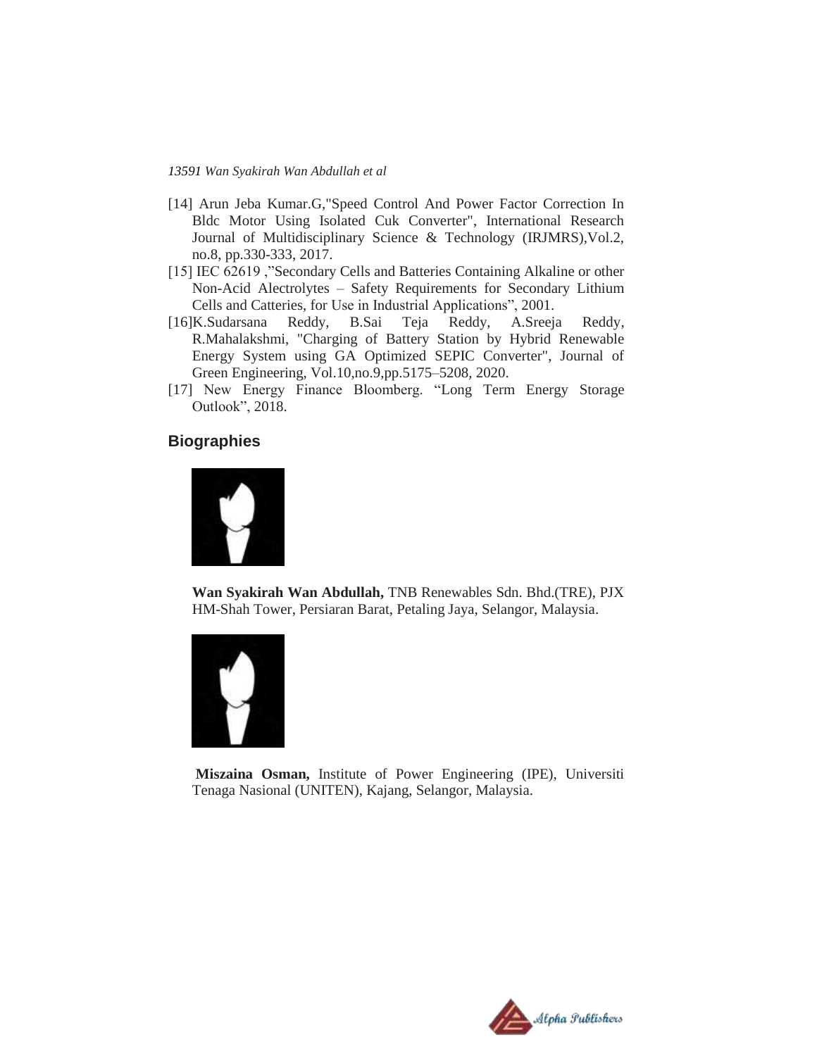[14] Arun Jeba Kumar.G,"Speed Control And Power Factor Correction In Bldc Motor Using Isolated Cuk Converter", International Research Journal of Multidisciplinary Science & Technology (IRJMRS),Vol.2, no.8, pp.330-333, 2017.

[15] IEC 62619 ,"Secondary Cells and Batteries Containing Alkaline or other Non-Acid Alectrolytes – Safety Requirements for Secondary Lithium Cells and Catteries, for Use in Industrial Applications", 2001.

[16]K.Sudarsana Reddy, B.Sai Teja Reddy, A.Sreeja Reddy, R.Mahalakshmi, "Charging of Battery Station by Hybrid Renewable Energy System using GA Optimized SEPIC Converter", Journal of Green Engineering, Vol.10,no.9,pp.5175–5208, 2020.

[17] New Energy Finance Bloomberg. "Long Term Energy Storage Outlook", 2018.

## Biographies

**Wan Syakirah Wan Abdullah,** TNB Renewables Sdn. Bhd.(TRE), PJX HM-Shah Tower, Persiaran Barat, Petaling Jaya, Selangor, Malaysia.

**Miszaina Osman,** Institute of Power Engineering (IPE), Universiti Tenaga Nasional (UNITEN), Kajang, Selangor, Malaysia.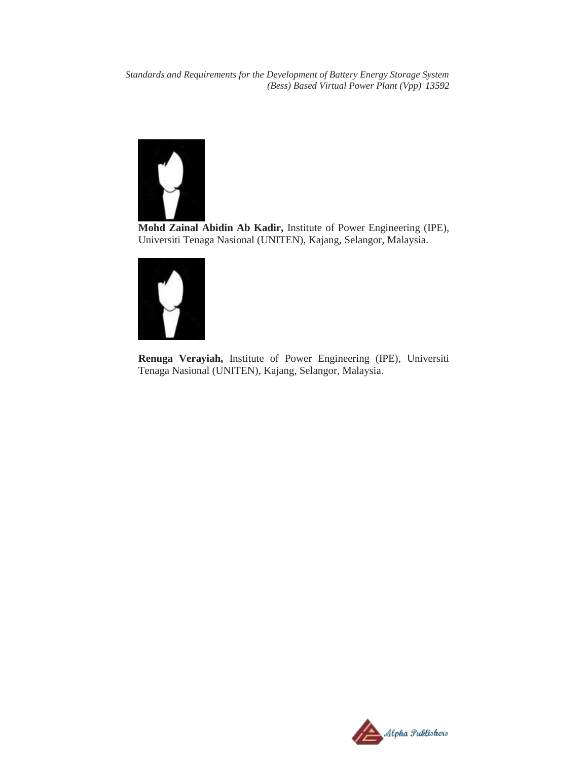**Mohd Zainal Abidin Ab Kadir,** Institute of Power Engineering (IPE), Universiti Tenaga Nasional (UNITEN), Kajang, Selangor, Malaysia.

**Renuga Verayiah,** Institute of Power Engineering (IPE), Universiti Tenaga Nasional (UNITEN), Kajang, Selangor, Malaysia.